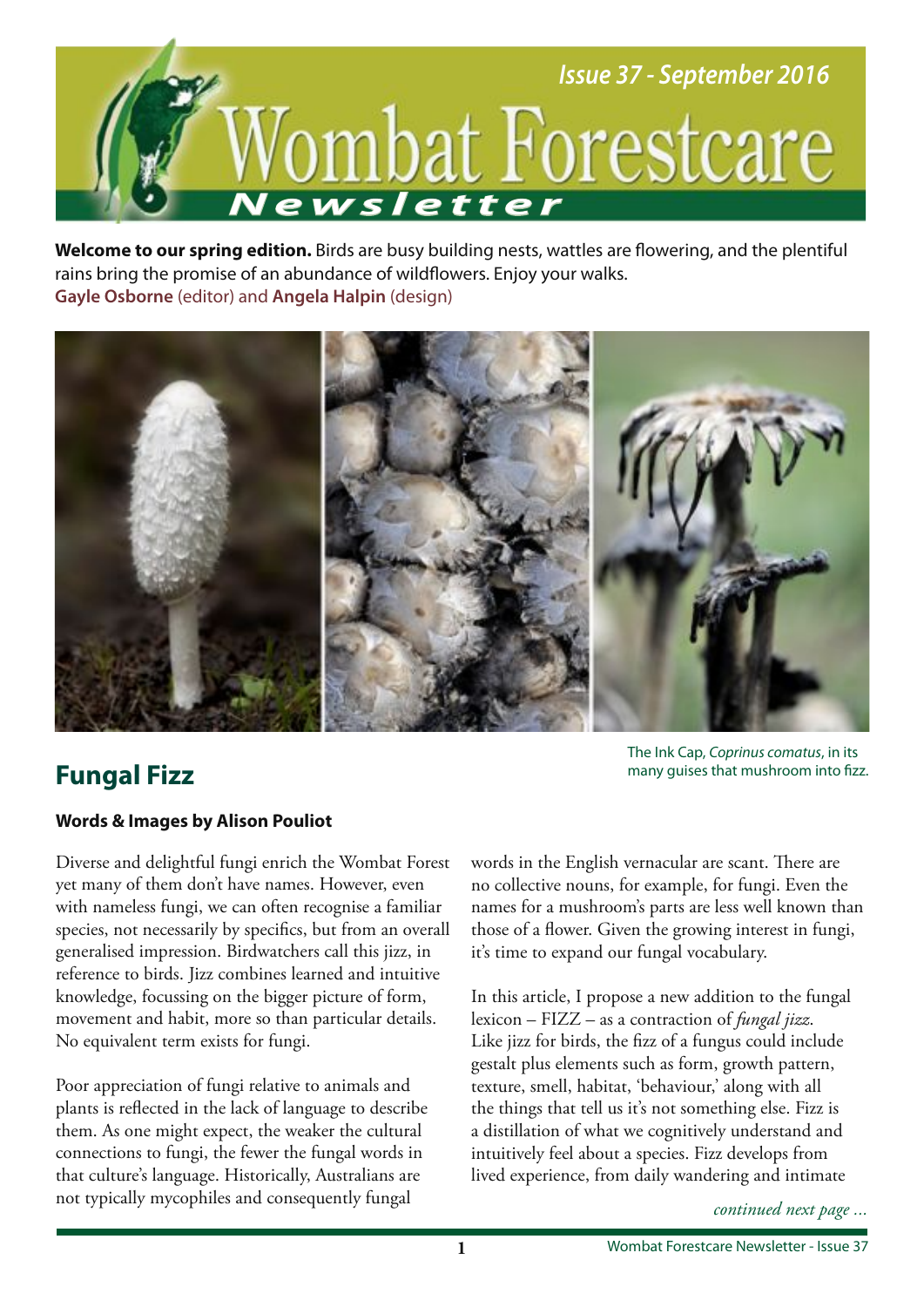# Wombat Forestcare Newsletter

Issue 37 - September 2016

**Welcome to our spring edition.** Birds are busy building nests, wattles are flowering, and the plentiful rains bring the promise of an abundance of wildflowers. Enjoy your walks.
**Gayle Osborne** (editor) and **Angela Halpin** (design)

The Ink Cap, *Coprinus comatus*, in its many guises that mushroom into fizz.

## Fungal Fizz

**Words & Images by Alison Pouliot**

Diverse and delightful fungi enrich the Wombat Forest yet many of them don't have names. However, even with nameless fungi, we can often recognise a familiar species, not necessarily by specifics, but from an overall generalised impression. Birdwatchers call this jizz, in reference to birds. Jizz combines learned and intuitive knowledge, focussing on the bigger picture of form, movement and habit, more so than particular details. No equivalent term exists for fungi.

Poor appreciation of fungi relative to animals and plants is reflected in the lack of language to describe them. As one might expect, the weaker the cultural connections to fungi, the fewer the fungal words in that culture's language. Historically, Australians are not typically mycophiles and consequently fungal words in the English vernacular are scant. There are no collective nouns, for example, for fungi. Even the names for a mushroom's parts are less well known than those of a flower. Given the growing interest in fungi, it's time to expand our fungal vocabulary.

In this article, I propose a new addition to the fungal lexicon – FIZZ – as a contraction of *fungal jizz*. Like jizz for birds, the fizz of a fungus could include gestalt plus elements such as form, growth pattern, texture, smell, habitat, 'behaviour,' along with all the things that tell us it's not something else. Fizz is a distillation of what we cognitively understand and intuitively feel about a species. Fizz develops from lived experience, from daily wandering and intimate

*continued next page ...*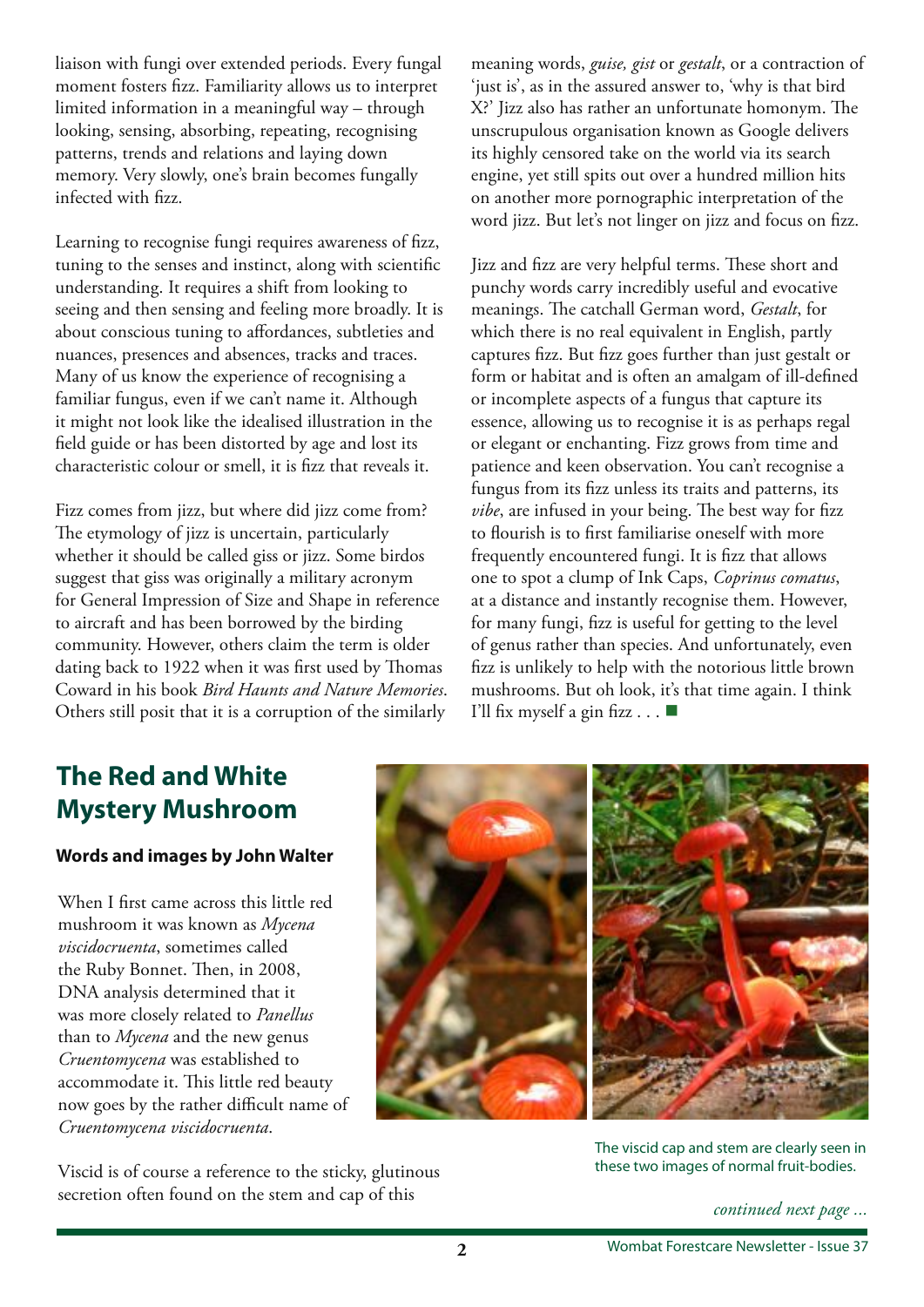liaison with fungi over extended periods. Every fungal moment fosters fizz. Familiarity allows us to interpret limited information in a meaningful way – through looking, sensing, absorbing, repeating, recognising patterns, trends and relations and laying down memory. Very slowly, one's brain becomes fungally infected with fizz.

Learning to recognise fungi requires awareness of fizz, tuning to the senses and instinct, along with scientific understanding. It requires a shift from looking to seeing and then sensing and feeling more broadly. It is about conscious tuning to affordances, subtleties and nuances, presences and absences, tracks and traces. Many of us know the experience of recognising a familiar fungus, even if we can't name it. Although it might not look like the idealised illustration in the field guide or has been distorted by age and lost its characteristic colour or smell, it is fizz that reveals it.

Fizz comes from jizz, but where did jizz come from? The etymology of jizz is uncertain, particularly whether it should be called giss or jizz. Some birdos suggest that giss was originally a military acronym for General Impression of Size and Shape in reference to aircraft and has been borrowed by the birding community. However, others claim the term is older dating back to 1922 when it was first used by Thomas Coward in his book *Bird Haunts and Nature Memories*. Others still posit that it is a corruption of the similarly meaning words, *guise, gist* or *gestalt*, or a contraction of 'just is', as in the assured answer to, 'why is that bird X?' Jizz also has rather an unfortunate homonym. The unscrupulous organisation known as Google delivers its highly censored take on the world via its search engine, yet still spits out over a hundred million hits on another more pornographic interpretation of the word jizz. But let's not linger on jizz and focus on fizz.

Jizz and fizz are very helpful terms. These short and punchy words carry incredibly useful and evocative meanings. The catchall German word, *Gestalt*, for which there is no real equivalent in English, partly captures fizz. But fizz goes further than just gestalt or form or habitat and is often an amalgam of ill-defined or incomplete aspects of a fungus that capture its essence, allowing us to recognise it is as perhaps regal or elegant or enchanting. Fizz grows from time and patience and keen observation. You can't recognise a fungus from its fizz unless its traits and patterns, its *vibe*, are infused in your being. The best way for fizz to flourish is to first familiarise oneself with more frequently encountered fungi. It is fizz that allows one to spot a clump of Ink Caps, *Coprinus comatus*, at a distance and instantly recognise them. However, for many fungi, fizz is useful for getting to the level of genus rather than species. And unfortunately, even fizz is unlikely to help with the notorious little brown mushrooms. But oh look, it's that time again. I think I'll fix myself a gin fizz . . . ■

## The Red and White Mystery Mushroom

**Words and images by John Walter**

When I first came across this little red mushroom it was known as *Mycena viscidocruenta*, sometimes called the Ruby Bonnet. Then, in 2008, DNA analysis determined that it was more closely related to *Panellus* than to *Mycena* and the new genus *Cruentomycena* was established to accommodate it. This little red beauty now goes by the rather difficult name of *Cruentomycena viscidocruenta*.

Viscid is of course a reference to the sticky, glutinous secretion often found on the stem and cap of this

The viscid cap and stem are clearly seen in these two images of normal fruit-bodies.

*continued next page ...*